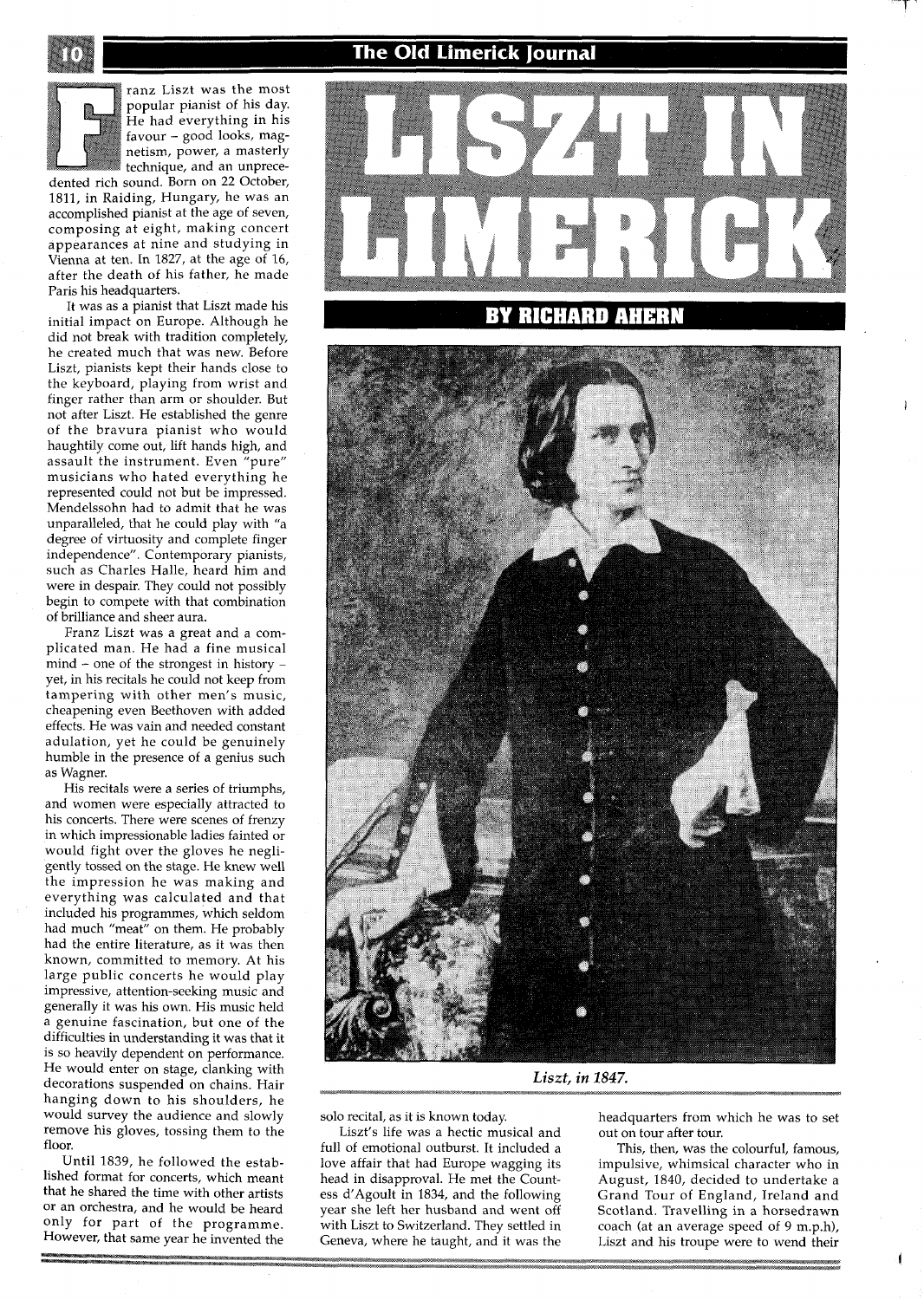# LISZT IN LIMERICK

## BY RICHARD AHERN

Franz Liszt was the most popular pianist of his day. He had everything in his favour – good looks, magnetism, power, a masterly technique, and an unprecedented rich sound. Born on 22 October, 1811, in Raiding, Hungary, he was an accomplished pianist at the age of seven, composing at eight, making concert appearances at nine and studying in Vienna at ten. In 1827, at the age of 16, after the death of his father, he made Paris his headquarters.

It was as a pianist that Liszt made his initial impact on Europe. Although he did not break with tradition completely, he created much that was new. Before Liszt, pianists kept their hands close to the keyboard, playing from wrist and finger rather than arm or shoulder. But not after Liszt. He established the genre of the bravura pianist who would haughtily come out, lift hands high, and assault the instrument. Even "pure" musicians who hated everything he represented could not but be impressed. Mendelssohn had to admit that he was unparalleled, that he could play with "a degree of virtuosity and complete finger independence". Contemporary pianists, such as Charles Halle, heard him and were in despair. They could not possibly begin to compete with that combination of brilliance and sheer aura.

Franz Liszt was a great and a complicated man. He had a fine musical mind – one of the strongest in history – yet, in his recitals he could not keep from tampering with other men's music, cheapening even Beethoven with added effects. He was vain and needed constant adulation, yet he could be genuinely humble in the presence of a genius such as Wagner.

His recitals were a series of triumphs, and women were especially attracted to his concerts. There were scenes of frenzy in which impressionable ladies fainted or would fight over the gloves he negligently tossed on the stage. He knew well the impression he was making and everything was calculated and that included his programmes, which seldom had much "meat" on them. He probably had the entire literature, as it was then known, committed to memory. At his large public concerts he would play impressive, attention-seeking music and generally it was his own. His music held a genuine fascination, but one of the difficulties in understanding it was that it is so heavily dependent on performance. He would enter on stage, clanking with decorations suspended on chains. Hair hanging down to his shoulders, he would survey the audience and slowly remove his gloves, tossing them to the floor.

Until 1839, he followed the established format for concerts, which meant that he shared the time with other artists or an orchestra, and he would be heard only for part of the programme. However, that same year he invented the solo recital, as it is known today.

*Liszt, in 1847.*

Liszt's life was a hectic musical and full of emotional outburst. It included a love affair that had Europe wagging its head in disapproval. He met the Countess d'Agoult in 1834, and the following year she left her husband and went off with Liszt to Switzerland. They settled in Geneva, where he taught, and it was the headquarters from which he was to set out on tour after tour.

This, then, was the colourful, famous, impulsive, whimsical character who in August, 1840, decided to undertake a Grand Tour of England, Ireland and Scotland. Travelling in a horsedrawn coach (at an average speed of 9 m.p.h), Liszt and his troupe were to wend their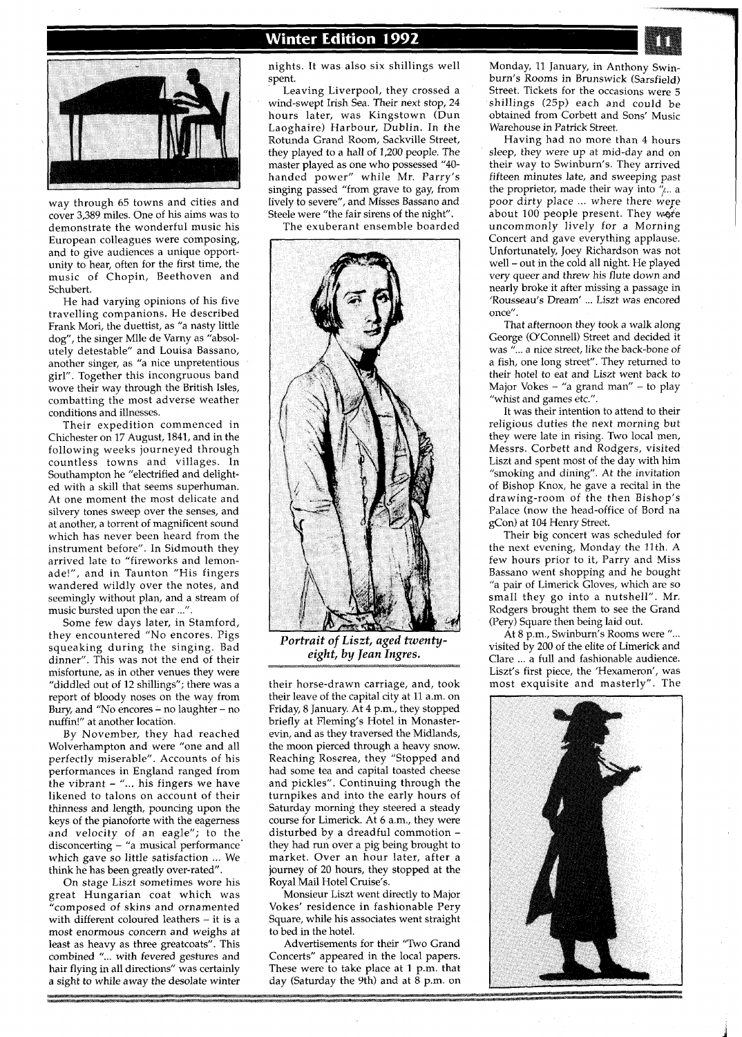way through 65 towns and cities and cover 3,389 miles. One of his aims was to demonstrate the wonderful music his European colleagues were composing, and to give audiences a unique opportunity to hear, often for the first time, the music of Chopin, Beethoven and Schubert.

He had varying opinions of his five travelling companions. He described Frank Mori, the duettist, as "a nasty little dog", the singer Mlle de Varny as "absolutely detestable" and Louisa Bassano, another singer, as "a nice unpretentious girl". Together this incongruous band wove their way through the British Isles, combatting the most adverse weather conditions and illnesses.

Their expedition commenced in Chichester on 17 August, 1841, and in the following weeks journeyed through countless towns and villages. In Southampton he "electrified and delighted with a skill that seems superhuman. At one moment the most delicate and silvery tones sweep over the senses, and at another, a torrent of magnificent sound which has never been heard from the instrument before". In Sidmouth they arrived late to "fireworks and lemonade!", and in Taunton "His fingers wandered wildly over the notes, and seemingly without plan, and a stream of music bursted upon the ear ...".

Some few days later, in Stamford, they encountered "No encores. Pigs squeaking during the singing. Bad dinner". This was not the end of their misfortune, as in other venues they were "diddled out of 12 shillings"; there was a report of bloody noses on the way from Bury, and "No encores – no laughter – no nuffin!" at another location.

By November, they had reached Wolverhampton and were "one and all perfectly miserable". Accounts of his performances in England ranged from the vibrant – "... his fingers we have likened to talons on account of their thinness and length, pouncing upon the keys of the pianoforte with the eagerness and velocity of an eagle"; to the disconcerting – "a musical performance which gave so little satisfaction ... We think he has been greatly over-rated".

On stage Liszt sometimes wore his great Hungarian coat which was "composed of skins and ornamented with different coloured leathers – it is a most enormous concern and weighs at least as heavy as three greatcoats". This combined "... with fevered gestures and hair flying in all directions" was certainly a sight to while away the desolate winter nights. It was also six shillings well spent.

Leaving Liverpool, they crossed a wind-swept Irish Sea. Their next stop, 24 hours later, was Kingstown (Dun Laoghaire) Harbour, Dublin. In the Rotunda Grand Room, Sackville Street, they played to a hall of 1,200 people. The master played as one who possessed "40-handed power" while Mr. Parry's singing passed "from grave to gay, from lively to severe", and Misses Bassano and Steele were "the fair sirens of the night".

The exuberant ensemble boarded their horse-drawn carriage, and, took their leave of the capital city at 11 a.m. on Friday, 8 January. At 4 p.m., they stopped briefly at Fleming's Hotel in Monasterevin, and as they traversed the Midlands, the moon pierced through a heavy snow. Reaching Roscrea, they "Stopped and had some tea and capital toasted cheese and pickles". Continuing through the turnpikes and into the early hours of Saturday morning they steered a steady course for Limerick. At 6 a.m., they were disturbed by a dreadful commotion – they had run over a pig being brought to market. Over an hour later, after a journey of 20 hours, they stopped at the Royal Mail Hotel Cruise's.

*Portrait of Liszt, aged twenty-eight, by Jean Ingres.*

Monsieur Liszt went directly to Major Vokes' residence in fashionable Pery Square, while his associates went straight to bed in the hotel.

Advertisements for their "Two Grand Concerts" appeared in the local papers. These were to take place at 1 p.m. that day (Saturday the 9th) and at 8 p.m. on Monday, 11 January, in Anthony Swinburn's Rooms in Brunswick (Sarsfield) Street. Tickets for the occasions were 5 shillings (25p) each and could be obtained from Corbett and Sons' Music Warehouse in Patrick Street.

Having had no more than 4 hours sleep, they were up at mid-day and on their way to Swinburn's. They arrived fifteen minutes late, and sweeping past the proprietor, made their way into "... a poor dirty place ... where there were about 100 people present. They were uncommonly lively for a Morning Concert and gave everything applause. Unfortunately, Joey Richardson was not well – out in the cold all night. He played very queer and threw his flute down and nearly broke it after missing a passage in 'Rousseau's Dream' ... Liszt was encored once".

That afternoon they took a walk along George (O'Connell) Street and decided it was "... a nice street, like the back-bone of a fish, one long street". They returned to their hotel to eat and Liszt went back to Major Vokes – "a grand man" – to play "whist and games etc.".

It was their intention to attend to their religious duties the next morning but they were late in rising. Two local men, Messrs. Corbett and Rodgers, visited Liszt and spent most of the day with him "smoking and dining". At the invitation of Bishop Knox, he gave a recital in the drawing-room of the then Bishop's Palace (now the head-office of Bord na gCon) at 104 Henry Street.

Their big concert was scheduled for the next evening, Monday the 11th. A few hours prior to it, Parry and Miss Bassano went shopping and he bought "a pair of Limerick Gloves, which are so small they go into a nutshell". Mr. Rodgers brought them to see the Grand (Pery) Square then being laid out.

At 8 p.m., Swinburn's Rooms were "... visited by 200 of the elite of Limerick and Clare ... a full and fashionable audience. Liszt's first piece, the 'Hexameron', was most exquisite and masterly". The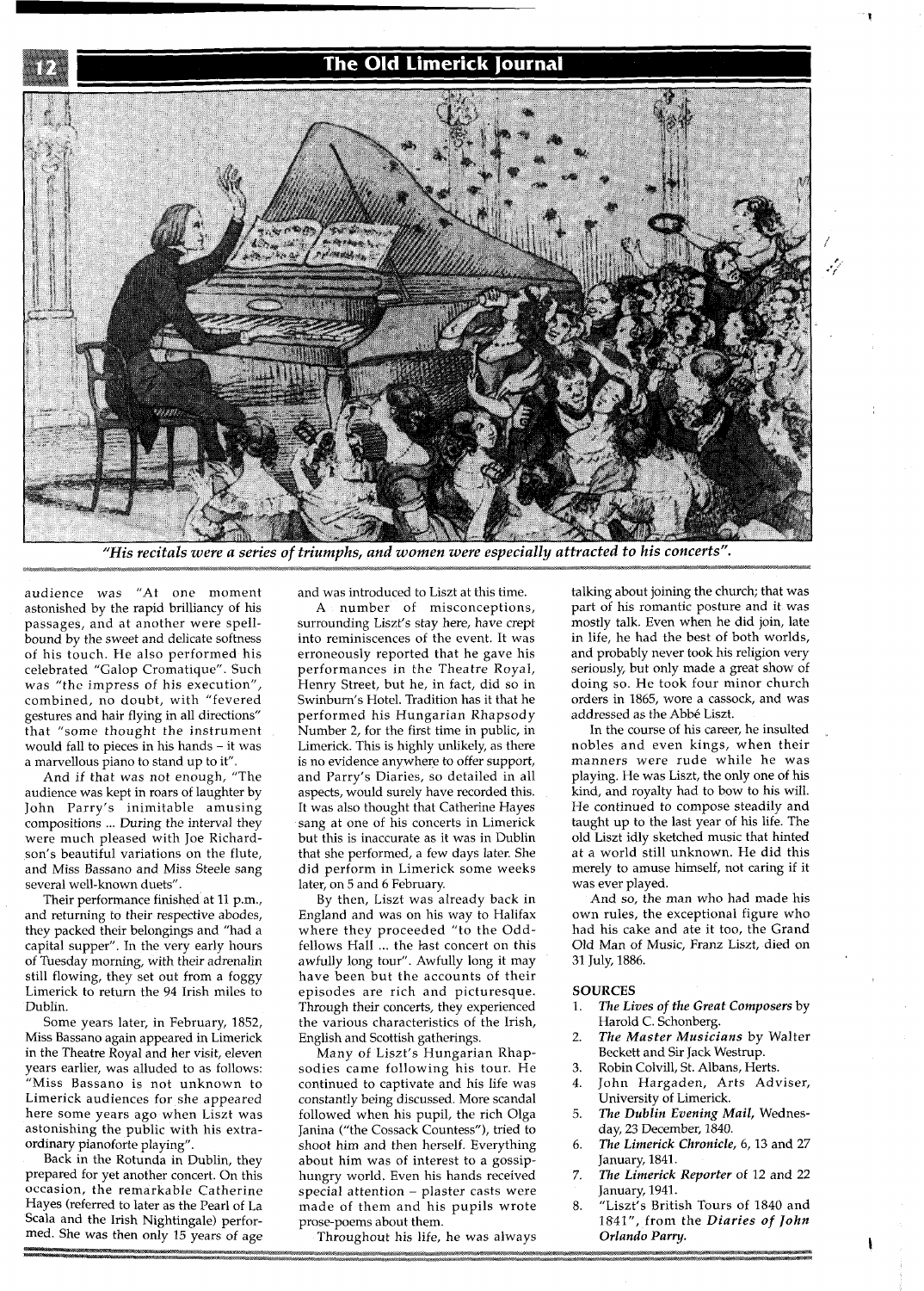*"His recitals were a series of triumphs, and women were especially attracted to his concerts".*

audience was "At one moment astonished by the rapid brilliancy of his passages, and at another were spellbound by the sweet and delicate softness of his touch. He also performed his celebrated "Galop Cromatique". Such was "the impress of his execution", combined, no doubt, with "fevered gestures and hair flying in all directions" that "some thought the instrument would fall to pieces in his hands – it was a marvellous piano to stand up to it".

And if that was not enough, "The audience was kept in roars of laughter by John Parry's inimitable amusing compositions ... During the interval they were much pleased with Joe Richardson's beautiful variations on the flute, and Miss Bassano and Miss Steele sang several well-known duets".

Their performance finished at 11 p.m., and returning to their respective abodes, they packed their belongings and "had a capital supper". In the very early hours of Tuesday morning, with their adrenalin still flowing, they set out from a foggy Limerick to return the 94 Irish miles to Dublin.

Some years later, in February, 1852, Miss Bassano again appeared in Limerick in the Theatre Royal and her visit, eleven years earlier, was alluded to as follows: "Miss Bassano is not unknown to Limerick audiences for she appeared here some years ago when Liszt was astonishing the public with his extraordinary pianoforte playing".

Back in the Rotunda in Dublin, they prepared for yet another concert. On this occasion, the remarkable Catherine Hayes (referred to later as the Pearl of La Scala and the Irish Nightingale) performed. She was then only 15 years of age and was introduced to Liszt at this time.

A number of misconceptions, surrounding Liszt's stay here, have crept into reminiscences of the event. It was erroneously reported that he gave his performances in the Theatre Royal, Henry Street, but he, in fact, did so in Swinburn's Hotel. Tradition has it that he performed his Hungarian Rhapsody Number 2, for the first time in public, in Limerick. This is highly unlikely, as there is no evidence anywhere to offer support, and Parry's Diaries, so detailed in all aspects, would surely have recorded this. It was also thought that Catherine Hayes sang at one of his concerts in Limerick but this is inaccurate as it was in Dublin that she performed, a few days later. She did perform in Limerick some weeks later, on 5 and 6 February.

By then, Liszt was already back in England and was on his way to Halifax where they proceeded "to the Oddfellows Hall ... the last concert on this awfully long tour". Awfully long it may have been but the accounts of their episodes are rich and picturesque. Through their concerts, they experienced the various characteristics of the Irish, English and Scottish gatherings.

Many of Liszt's Hungarian Rhapsodies came following his tour. He continued to captivate and his life was constantly being discussed. More scandal followed when his pupil, the rich Olga Janina ("the Cossack Countess"), tried to shoot him and then herself. Everything about him was of interest to a gossip-hungry world. Even his hands received special attention – plaster casts were made of them and his pupils wrote prose-poems about them.

Throughout his life, he was always talking about joining the church; that was part of his romantic posture and it was mostly talk. Even when he did join, late in life, he had the best of both worlds, and probably never took his religion very seriously, but only made a great show of doing so. He took four minor church orders in 1865, wore a cassock, and was addressed as the Abbé Liszt.

In the course of his career, he insulted nobles and even kings, when their manners were rude while he was playing. He was Liszt, the only one of his kind, and royalty had to bow to his will. He continued to compose steadily and taught up to the last year of his life. The old Liszt idly sketched music that hinted at a world still unknown. He did this merely to amuse himself, not caring if it was ever played.

And so, the man who had made his own rules, the exceptional figure who had his cake and ate it too, the Grand Old Man of Music, Franz Liszt, died on 31 July, 1886.

## SOURCES

1. *The Lives of the Great Composers* by Harold C. Schonberg.
2. *The Master Musicians* by Walter Beckett and Sir Jack Westrup.
3. Robin Colvill, St. Albans, Herts.
4. John Hargaden, Arts Adviser, University of Limerick.
5. *The Dublin Evening Mail*, Wednesday, 23 December, 1840.
6. *The Limerick Chronicle*, 6, 13 and 27 January, 1841.
7. *The Limerick Reporter* of 12 and 22 January, 1941.
8. "Liszt's British Tours of 1840 and 1841", from the *Diaries of John Orlando Parry.*